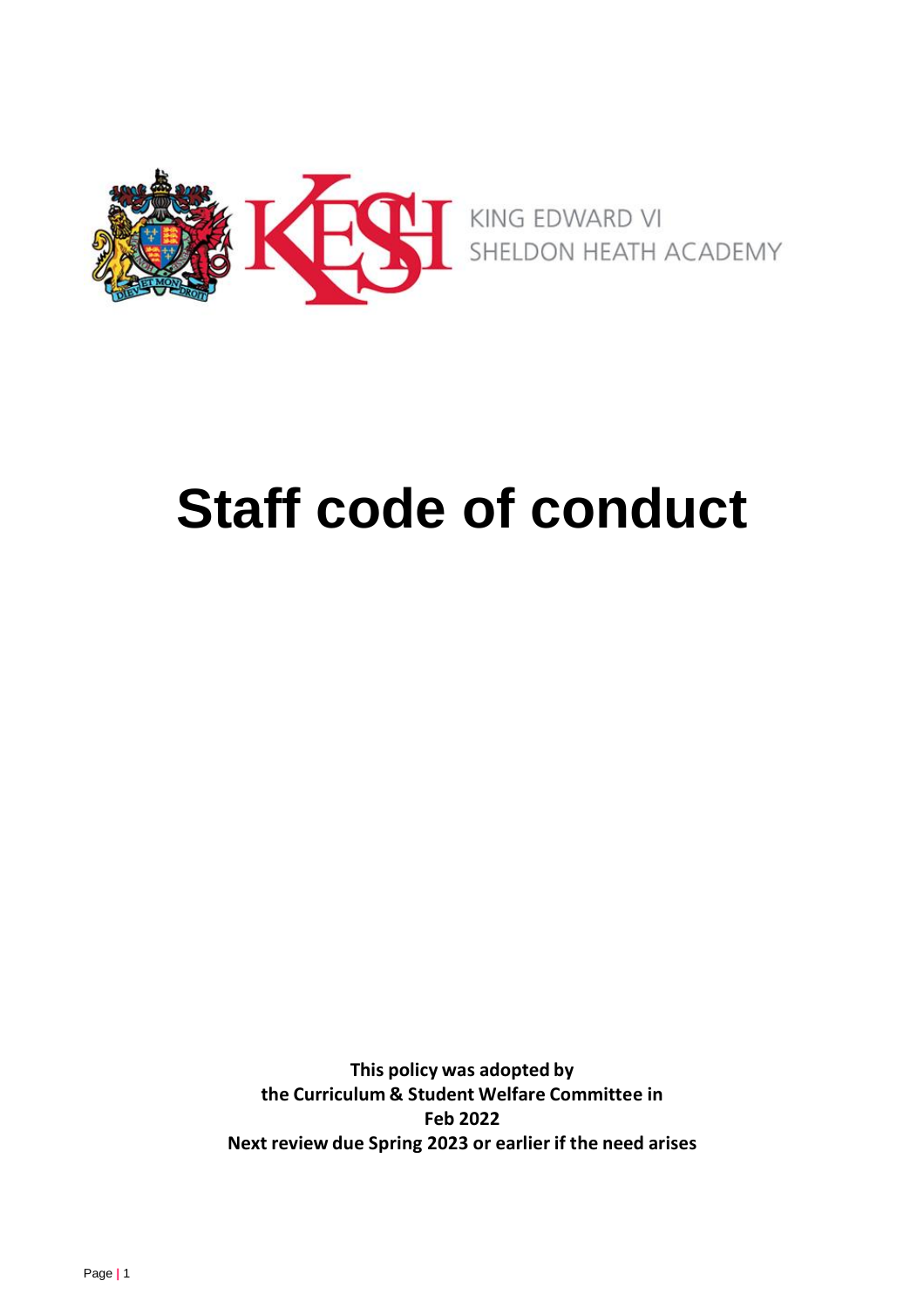KING EDWARD VI
SHELDON HEATH ACADEMY

# Staff code of conduct

**This policy was adopted by**
**the Curriculum & Student Welfare Committee in**
**Feb 2022**
**Next review due Spring 2023 or earlier if the need arises**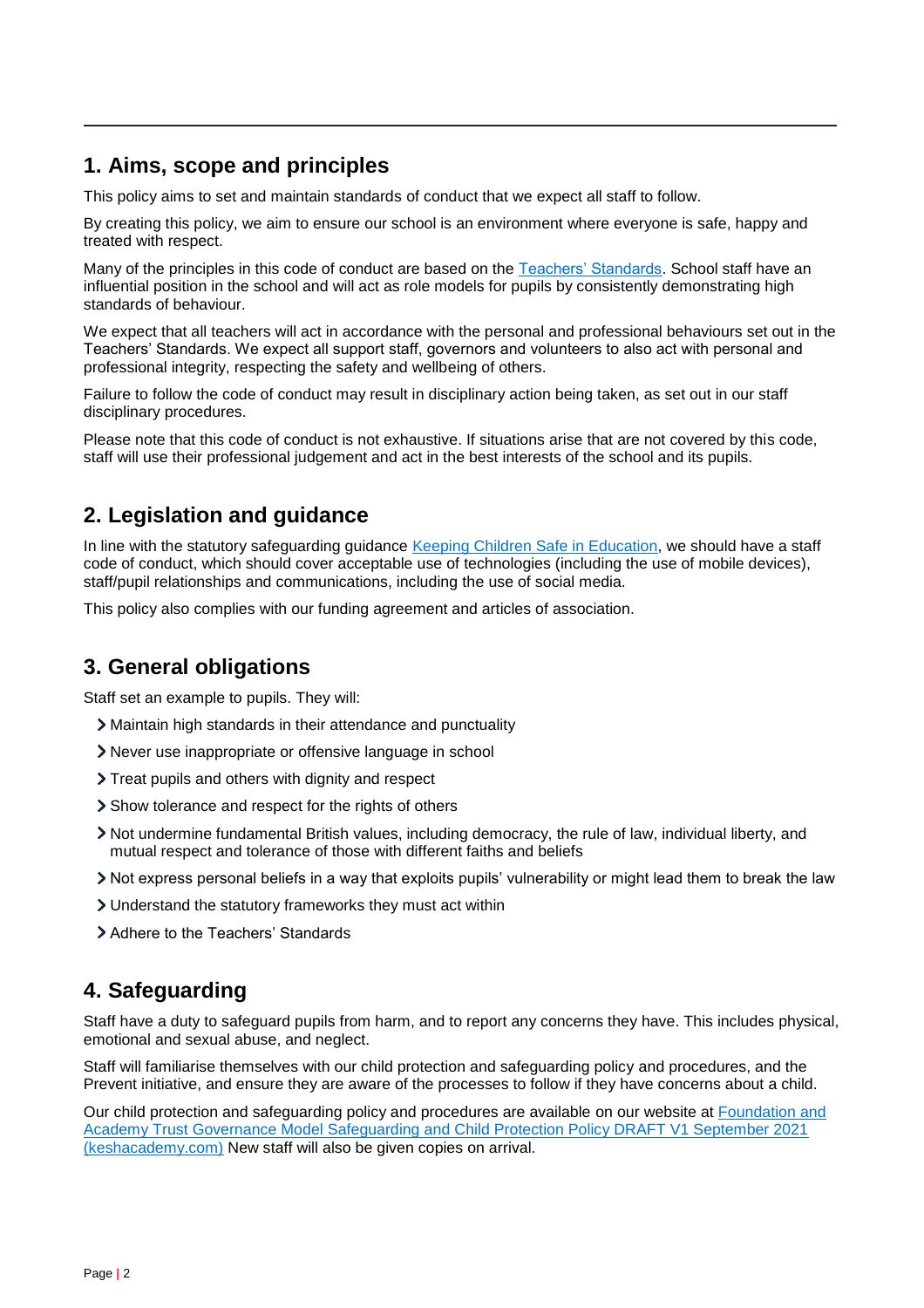## 1. Aims, scope and principles

This policy aims to set and maintain standards of conduct that we expect all staff to follow.

By creating this policy, we aim to ensure our school is an environment where everyone is safe, happy and treated with respect.

Many of the principles in this code of conduct are based on the [Teachers' Standards](). School staff have an influential position in the school and will act as role models for pupils by consistently demonstrating high standards of behaviour.

We expect that all teachers will act in accordance with the personal and professional behaviours set out in the Teachers' Standards. We expect all support staff, governors and volunteers to also act with personal and professional integrity, respecting the safety and wellbeing of others.

Failure to follow the code of conduct may result in disciplinary action being taken, as set out in our staff disciplinary procedures.

Please note that this code of conduct is not exhaustive. If situations arise that are not covered by this code, staff will use their professional judgement and act in the best interests of the school and its pupils.

## 2. Legislation and guidance

In line with the statutory safeguarding guidance [Keeping Children Safe in Education](), we should have a staff code of conduct, which should cover acceptable use of technologies (including the use of mobile devices), staff/pupil relationships and communications, including the use of social media.

This policy also complies with our funding agreement and articles of association.

## 3. General obligations

Staff set an example to pupils. They will:

- Maintain high standards in their attendance and punctuality
- Never use inappropriate or offensive language in school
- Treat pupils and others with dignity and respect
- Show tolerance and respect for the rights of others
- Not undermine fundamental British values, including democracy, the rule of law, individual liberty, and mutual respect and tolerance of those with different faiths and beliefs
- Not express personal beliefs in a way that exploits pupils' vulnerability or might lead them to break the law
- Understand the statutory frameworks they must act within
- Adhere to the Teachers' Standards

## 4. Safeguarding

Staff have a duty to safeguard pupils from harm, and to report any concerns they have. This includes physical, emotional and sexual abuse, and neglect.

Staff will familiarise themselves with our child protection and safeguarding policy and procedures, and the Prevent initiative, and ensure they are aware of the processes to follow if they have concerns about a child.

Our child protection and safeguarding policy and procedures are available on our website at [Foundation and Academy Trust Governance Model Safeguarding and Child Protection Policy DRAFT V1 September 2021 (keshacademy.com)]() New staff will also be given copies on arrival.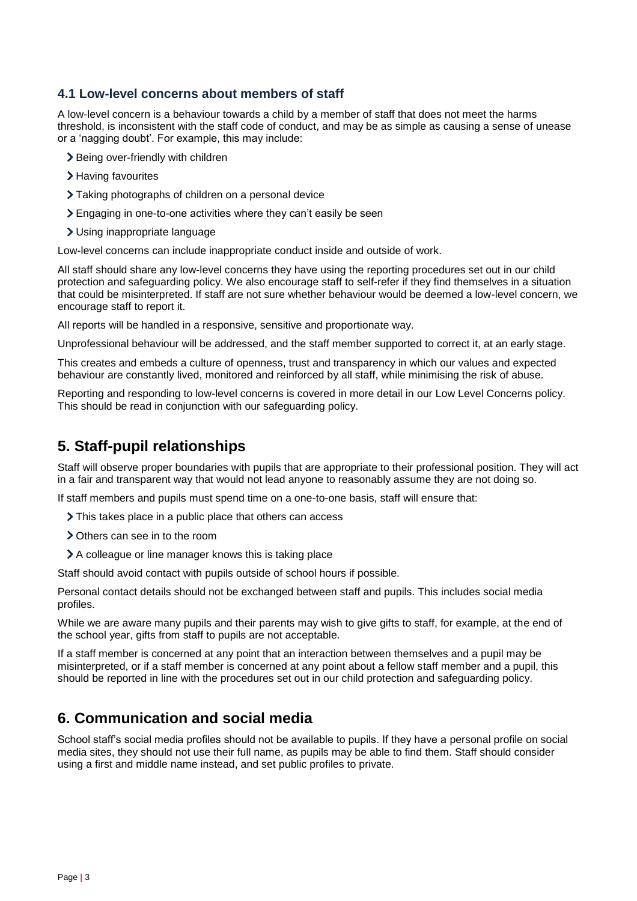### 4.1 Low-level concerns about members of staff

A low-level concern is a behaviour towards a child by a member of staff that does not meet the harms threshold, is inconsistent with the staff code of conduct, and may be as simple as causing a sense of unease or a 'nagging doubt'. For example, this may include:

- Being over-friendly with children
- Having favourites
- Taking photographs of children on a personal device
- Engaging in one-to-one activities where they can't easily be seen
- Using inappropriate language

Low-level concerns can include inappropriate conduct inside and outside of work.

All staff should share any low-level concerns they have using the reporting procedures set out in our child protection and safeguarding policy. We also encourage staff to self-refer if they find themselves in a situation that could be misinterpreted. If staff are not sure whether behaviour would be deemed a low-level concern, we encourage staff to report it.

All reports will be handled in a responsive, sensitive and proportionate way.

Unprofessional behaviour will be addressed, and the staff member supported to correct it, at an early stage.

This creates and embeds a culture of openness, trust and transparency in which our values and expected behaviour are constantly lived, monitored and reinforced by all staff, while minimising the risk of abuse.

Reporting and responding to low-level concerns is covered in more detail in our Low Level Concerns policy. This should be read in conjunction with our safeguarding policy.

## 5. Staff-pupil relationships

Staff will observe proper boundaries with pupils that are appropriate to their professional position. They will act in a fair and transparent way that would not lead anyone to reasonably assume they are not doing so.

If staff members and pupils must spend time on a one-to-one basis, staff will ensure that:

- This takes place in a public place that others can access
- Others can see in to the room
- A colleague or line manager knows this is taking place

Staff should avoid contact with pupils outside of school hours if possible.

Personal contact details should not be exchanged between staff and pupils. This includes social media profiles.

While we are aware many pupils and their parents may wish to give gifts to staff, for example, at the end of the school year, gifts from staff to pupils are not acceptable.

If a staff member is concerned at any point that an interaction between themselves and a pupil may be misinterpreted, or if a staff member is concerned at any point about a fellow staff member and a pupil, this should be reported in line with the procedures set out in our child protection and safeguarding policy.

## 6. Communication and social media

School staff's social media profiles should not be available to pupils. If they have a personal profile on social media sites, they should not use their full name, as pupils may be able to find them. Staff should consider using a first and middle name instead, and set public profiles to private.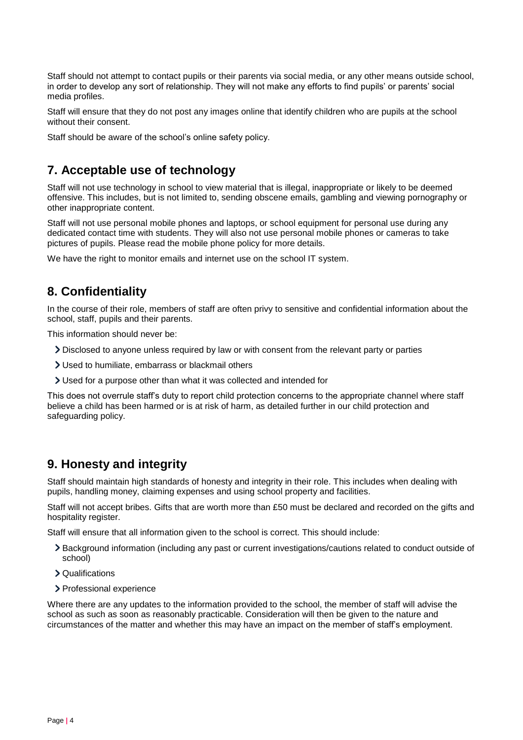Staff should not attempt to contact pupils or their parents via social media, or any other means outside school, in order to develop any sort of relationship. They will not make any efforts to find pupils' or parents' social media profiles.

Staff will ensure that they do not post any images online that identify children who are pupils at the school without their consent.

Staff should be aware of the school's online safety policy.

## 7. Acceptable use of technology

Staff will not use technology in school to view material that is illegal, inappropriate or likely to be deemed offensive. This includes, but is not limited to, sending obscene emails, gambling and viewing pornography or other inappropriate content.

Staff will not use personal mobile phones and laptops, or school equipment for personal use during any dedicated contact time with students. They will also not use personal mobile phones or cameras to take pictures of pupils. Please read the mobile phone policy for more details.

We have the right to monitor emails and internet use on the school IT system.

## 8. Confidentiality

In the course of their role, members of staff are often privy to sensitive and confidential information about the school, staff, pupils and their parents.

This information should never be:

- Disclosed to anyone unless required by law or with consent from the relevant party or parties
- Used to humiliate, embarrass or blackmail others
- Used for a purpose other than what it was collected and intended for

This does not overrule staff's duty to report child protection concerns to the appropriate channel where staff believe a child has been harmed or is at risk of harm, as detailed further in our child protection and safeguarding policy.

## 9. Honesty and integrity

Staff should maintain high standards of honesty and integrity in their role. This includes when dealing with pupils, handling money, claiming expenses and using school property and facilities.

Staff will not accept bribes. Gifts that are worth more than £50 must be declared and recorded on the gifts and hospitality register.

Staff will ensure that all information given to the school is correct. This should include:

- Background information (including any past or current investigations/cautions related to conduct outside of school)
- Qualifications
- Professional experience

Where there are any updates to the information provided to the school, the member of staff will advise the school as such as soon as reasonably practicable. Consideration will then be given to the nature and circumstances of the matter and whether this may have an impact on the member of staff's employment.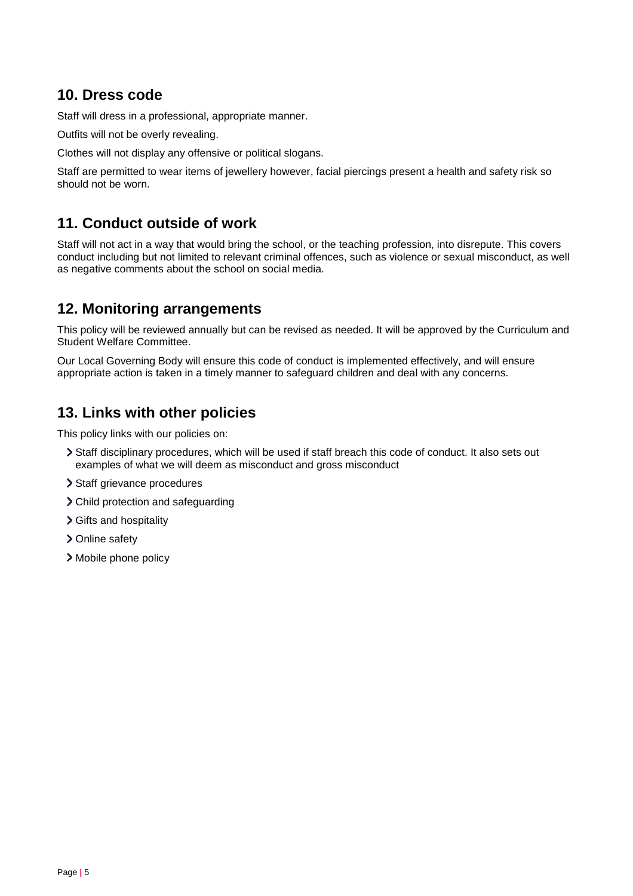## 10. Dress code

Staff will dress in a professional, appropriate manner.

Outfits will not be overly revealing.

Clothes will not display any offensive or political slogans.

Staff are permitted to wear items of jewellery however, facial piercings present a health and safety risk so should not be worn.

## 11. Conduct outside of work

Staff will not act in a way that would bring the school, or the teaching profession, into disrepute. This covers conduct including but not limited to relevant criminal offences, such as violence or sexual misconduct, as well as negative comments about the school on social media.

## 12. Monitoring arrangements

This policy will be reviewed annually but can be revised as needed. It will be approved by the Curriculum and Student Welfare Committee.

Our Local Governing Body will ensure this code of conduct is implemented effectively, and will ensure appropriate action is taken in a timely manner to safeguard children and deal with any concerns.

## 13. Links with other policies

This policy links with our policies on:

- Staff disciplinary procedures, which will be used if staff breach this code of conduct. It also sets out examples of what we will deem as misconduct and gross misconduct
- Staff grievance procedures
- Child protection and safeguarding
- Gifts and hospitality
- Online safety
- Mobile phone policy